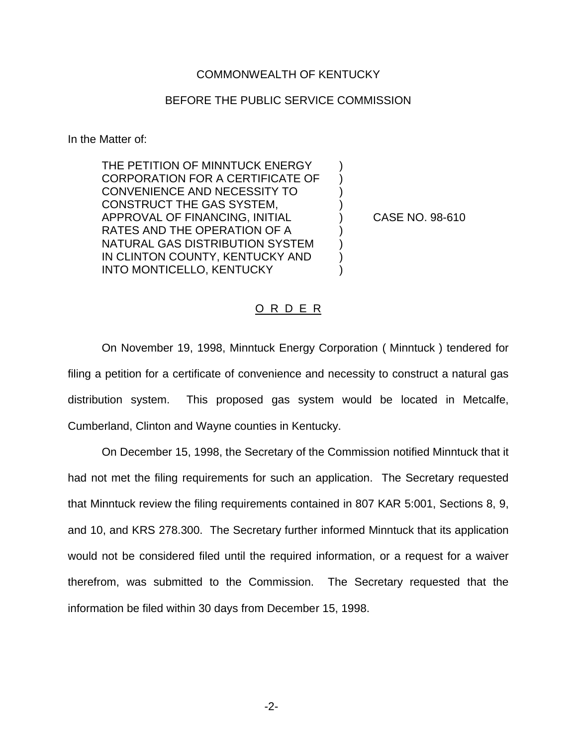COMMONWEALTH OF KENTUCKY

BEFORE THE PUBLIC SERVICE COMMISSION

In the Matter of:

THE PETITION OF MINNTUCK ENERGY CORPORATION FOR A CERTIFICATE OF CONVENIENCE AND NECESSITY TO CONSTRUCT THE GAS SYSTEM, APPROVAL OF FINANCING, INITIAL RATES AND THE OPERATION OF A NATURAL GAS DISTRIBUTION SYSTEM IN CLINTON COUNTY, KENTUCKY AND INTO MONTICELLO, KENTUCKY ) CASE NO. 98-610

O R D E R

On November 19, 1998, Minntuck Energy Corporation ( Minntuck ) tendered for filing a petition for a certificate of convenience and necessity to construct a natural gas distribution system. This proposed gas system would be located in Metcalfe, Cumberland, Clinton and Wayne counties in Kentucky.

On December 15, 1998, the Secretary of the Commission notified Minntuck that it had not met the filing requirements for such an application. The Secretary requested that Minntuck review the filing requirements contained in 807 KAR 5:001, Sections 8, 9, and 10, and KRS 278.300. The Secretary further informed Minntuck that its application would not be considered filed until the required information, or a request for a waiver therefrom, was submitted to the Commission. The Secretary requested that the information be filed within 30 days from December 15, 1998.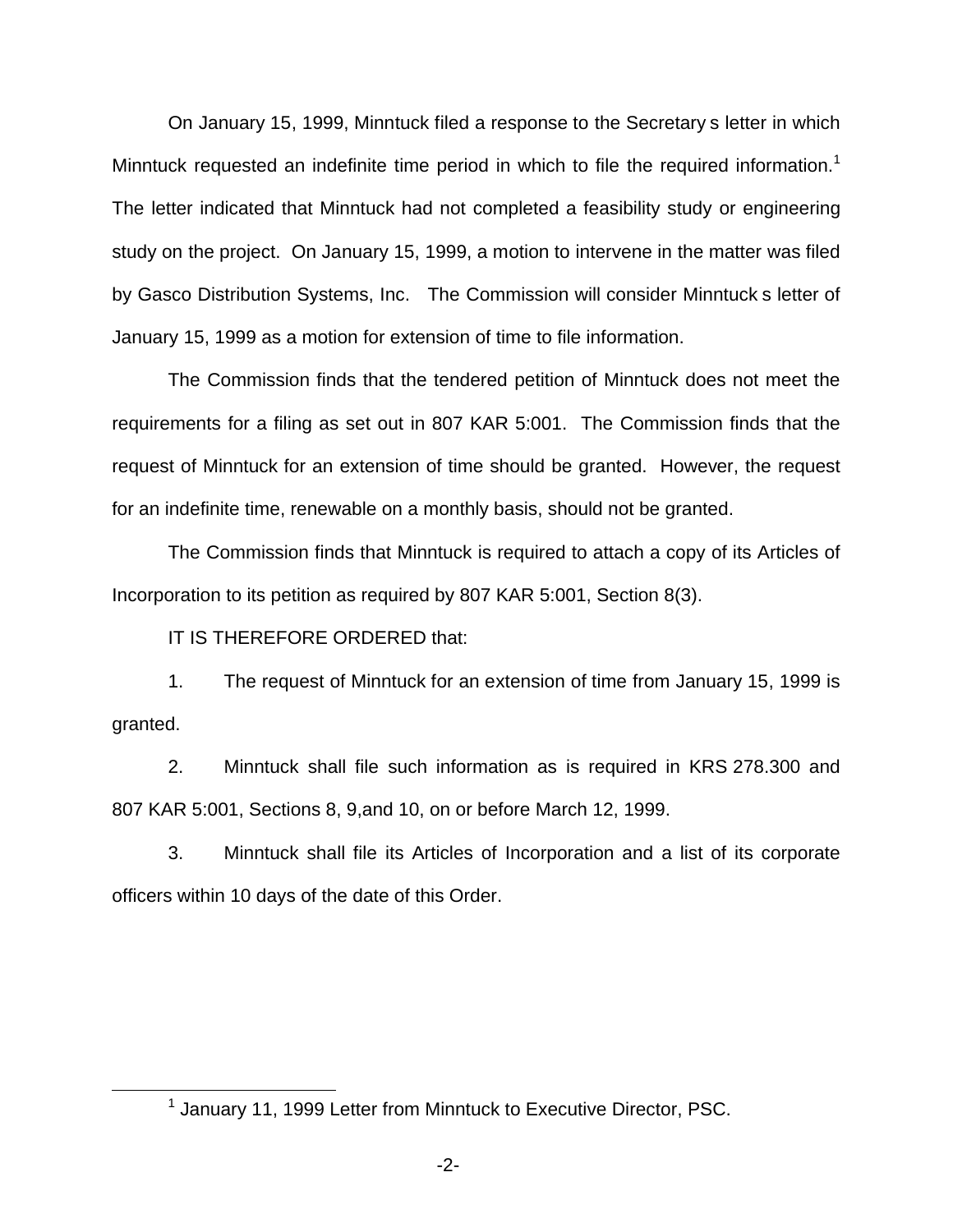On January 15, 1999, Minntuck filed a response to the Secretary s letter in which Minntuck requested an indefinite time period in which to file the required information.[1] The letter indicated that Minntuck had not completed a feasibility study or engineering study on the project. On January 15, 1999, a motion to intervene in the matter was filed by Gasco Distribution Systems, Inc. The Commission will consider Minntuck s letter of January 15, 1999 as a motion for extension of time to file information.

The Commission finds that the tendered petition of Minntuck does not meet the requirements for a filing as set out in 807 KAR 5:001. The Commission finds that the request of Minntuck for an extension of time should be granted. However, the request for an indefinite time, renewable on a monthly basis, should not be granted.

The Commission finds that Minntuck is required to attach a copy of its Articles of Incorporation to its petition as required by 807 KAR 5:001, Section 8(3).

IT IS THEREFORE ORDERED that:

1. The request of Minntuck for an extension of time from January 15, 1999 is granted.

2. Minntuck shall file such information as is required in KRS 278.300 and 807 KAR 5:001, Sections 8, 9,and 10, on or before March 12, 1999.

3. Minntuck shall file its Articles of Incorporation and a list of its corporate officers within 10 days of the date of this Order.

[1] January 11, 1999 Letter from Minntuck to Executive Director, PSC.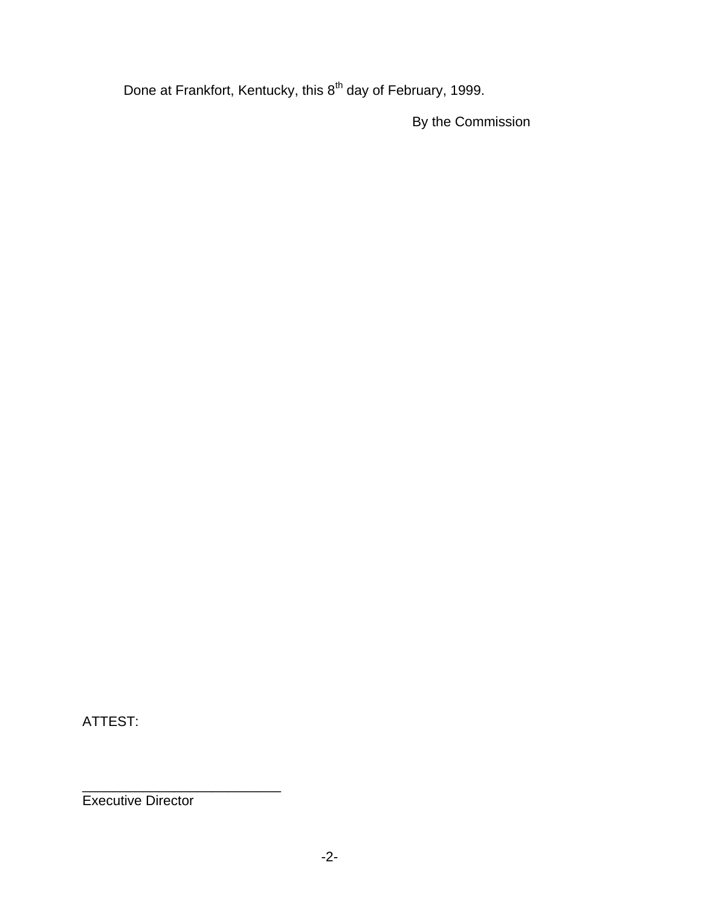Done at Frankfort, Kentucky, this 8th day of February, 1999.

By the Commission

ATTEST:

___________________________

Executive Director